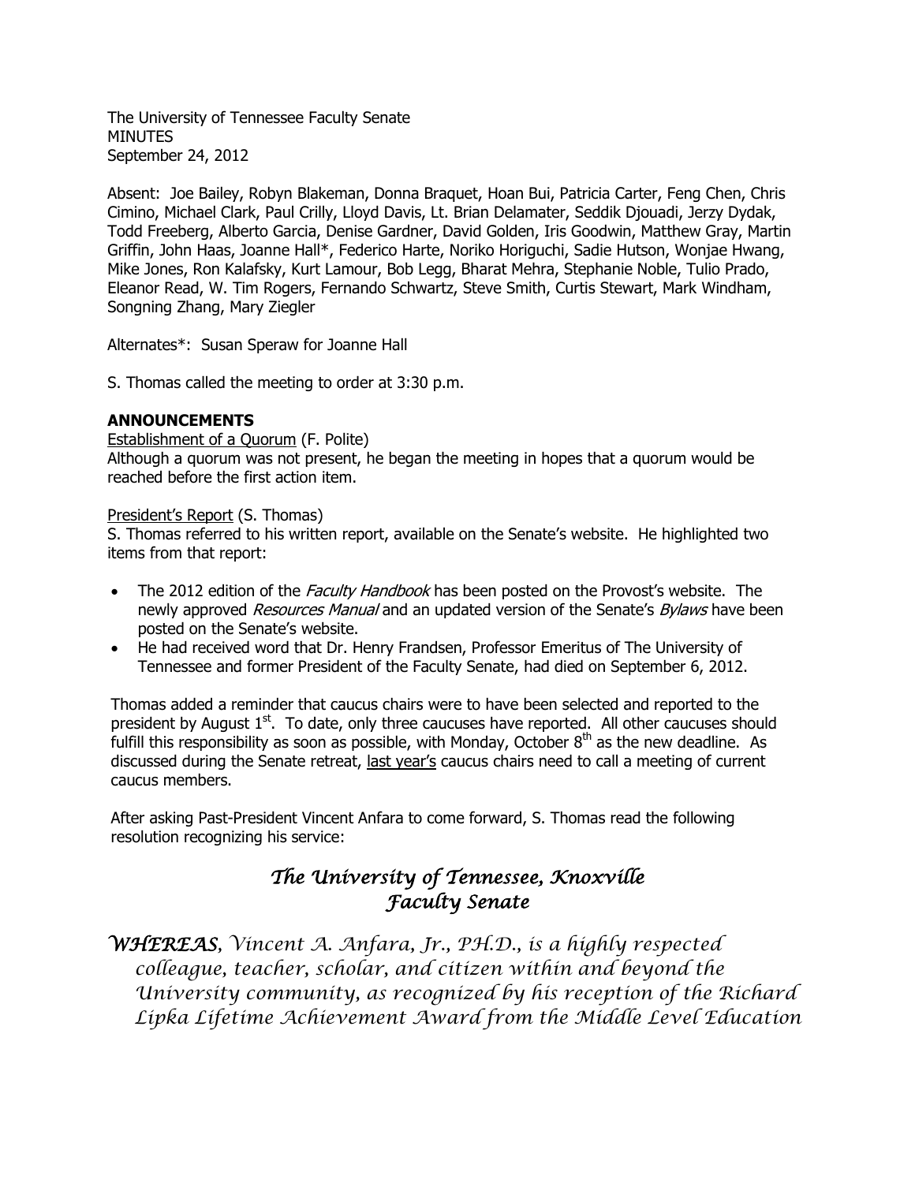The University of Tennessee Faculty Senate
MINUTES
September 24, 2012

Absent: Joe Bailey, Robyn Blakeman, Donna Braquet, Hoan Bui, Patricia Carter, Feng Chen, Chris Cimino, Michael Clark, Paul Crilly, Lloyd Davis, Lt. Brian Delamater, Seddik Djouadi, Jerzy Dydak, Todd Freeberg, Alberto Garcia, Denise Gardner, David Golden, Iris Goodwin, Matthew Gray, Martin Griffin, John Haas, Joanne Hall*, Federico Harte, Noriko Horiguchi, Sadie Hutson, Wonjae Hwang, Mike Jones, Ron Kalafsky, Kurt Lamour, Bob Legg, Bharat Mehra, Stephanie Noble, Tulio Prado, Eleanor Read, W. Tim Rogers, Fernando Schwartz, Steve Smith, Curtis Stewart, Mark Windham, Songning Zhang, Mary Ziegler

Alternates*: Susan Speraw for Joanne Hall

S. Thomas called the meeting to order at 3:30 p.m.

**ANNOUNCEMENTS**

Establishment of a Quorum (F. Polite)
Although a quorum was not present, he began the meeting in hopes that a quorum would be reached before the first action item.

President's Report (S. Thomas)
S. Thomas referred to his written report, available on the Senate's website. He highlighted two items from that report:

- The 2012 edition of the *Faculty Handbook* has been posted on the Provost's website. The newly approved *Resources Manual* and an updated version of the Senate's *Bylaws* have been posted on the Senate's website.
- He had received word that Dr. Henry Frandsen, Professor Emeritus of The University of Tennessee and former President of the Faculty Senate, had died on September 6, 2012.

Thomas added a reminder that caucus chairs were to have been selected and reported to the president by August 1st. To date, only three caucuses have reported. All other caucuses should fulfill this responsibility as soon as possible, with Monday, October 8th as the new deadline. As discussed during the Senate retreat, last year's caucus chairs need to call a meeting of current caucus members.

After asking Past-President Vincent Anfara to come forward, S. Thomas read the following resolution recognizing his service:

## *The University of Tennessee, Knoxville Faculty Senate*

***WHEREAS****, Vincent A. Anfara, Jr., PH.D., is a highly respected colleague, teacher, scholar, and citizen within and beyond the University community, as recognized by his reception of the Richard Lipka Lifetime Achievement Award from the Middle Level Education*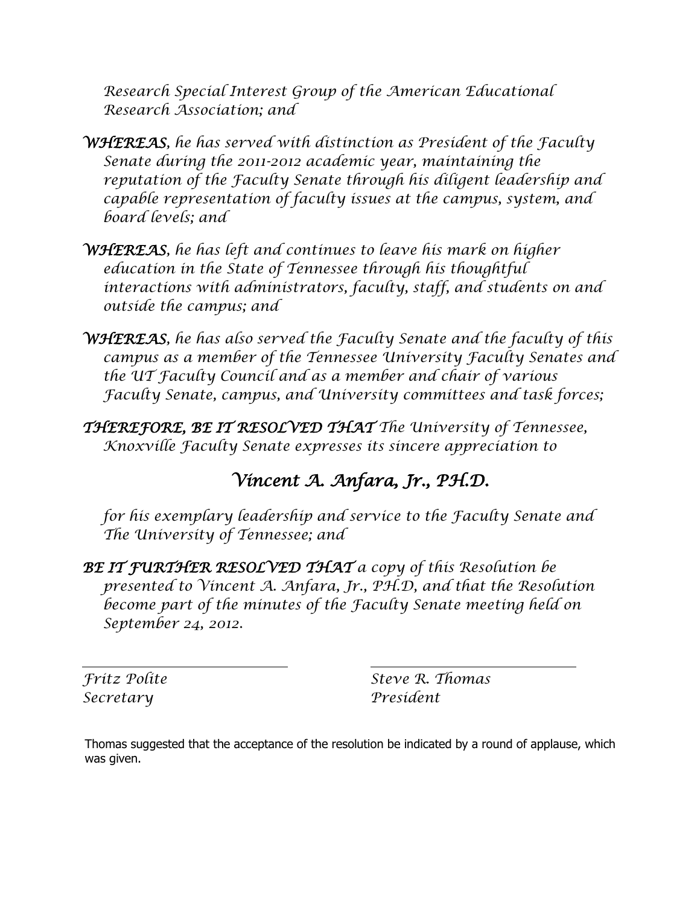*Research Special Interest Group of the American Educational Research Association; and*

***WHEREAS**, he has served with distinction as President of the Faculty Senate during the 2011-2012 academic year, maintaining the reputation of the Faculty Senate through his diligent leadership and capable representation of faculty issues at the campus, system, and board levels; and*

***WHEREAS**, he has left and continues to leave his mark on higher education in the State of Tennessee through his thoughtful interactions with administrators, faculty, staff, and students on and outside the campus; and*

***WHEREAS**, he has also served the Faculty Senate and the faculty of this campus as a member of the Tennessee University Faculty Senates and the UT Faculty Council and as a member and chair of various Faculty Senate, campus, and University committees and task forces;*

***THEREFORE, BE IT RESOLVED THAT** The University of Tennessee, Knoxville Faculty Senate expresses its sincere appreciation to*

## *Vincent A. Anfara, Jr., PH.D.*

*for his exemplary leadership and service to the Faculty Senate and The University of Tennessee; and*

***BE IT FURTHER RESOLVED THAT** a copy of this Resolution be presented to Vincent A. Anfara, Jr., PH.D, and that the Resolution become part of the minutes of the Faculty Senate meeting held on September 24, 2012.*

| | |
|---|---|
| *Fritz Polite* | *Steve R. Thomas* |
| *Secretary* | *President* |

Thomas suggested that the acceptance of the resolution be indicated by a round of applause, which was given.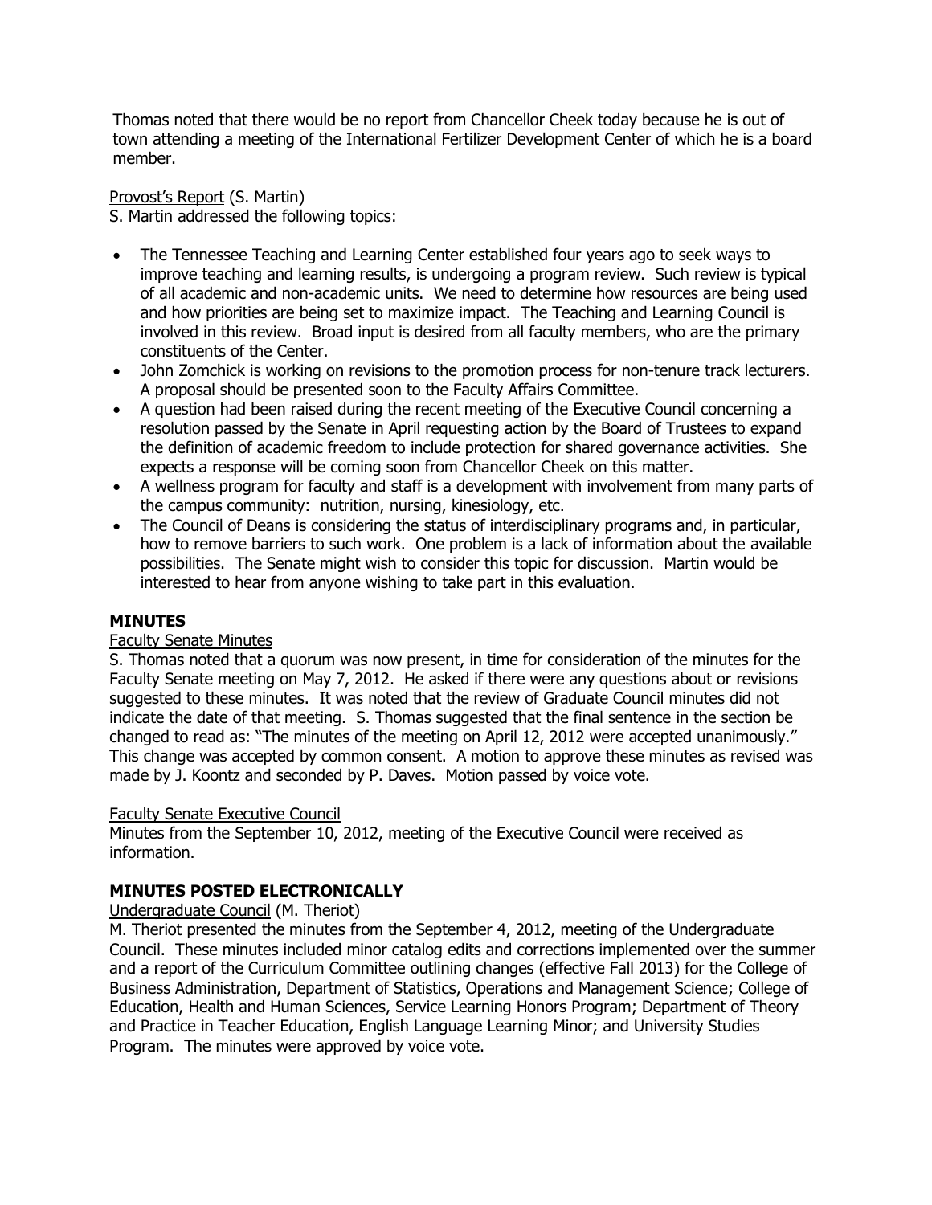Thomas noted that there would be no report from Chancellor Cheek today because he is out of town attending a meeting of the International Fertilizer Development Center of which he is a board member.

Provost's Report (S. Martin)

S. Martin addressed the following topics:

- The Tennessee Teaching and Learning Center established four years ago to seek ways to improve teaching and learning results, is undergoing a program review. Such review is typical of all academic and non-academic units. We need to determine how resources are being used and how priorities are being set to maximize impact. The Teaching and Learning Council is involved in this review. Broad input is desired from all faculty members, who are the primary constituents of the Center.
- John Zomchick is working on revisions to the promotion process for non-tenure track lecturers. A proposal should be presented soon to the Faculty Affairs Committee.
- A question had been raised during the recent meeting of the Executive Council concerning a resolution passed by the Senate in April requesting action by the Board of Trustees to expand the definition of academic freedom to include protection for shared governance activities. She expects a response will be coming soon from Chancellor Cheek on this matter.
- A wellness program for faculty and staff is a development with involvement from many parts of the campus community: nutrition, nursing, kinesiology, etc.
- The Council of Deans is considering the status of interdisciplinary programs and, in particular, how to remove barriers to such work. One problem is a lack of information about the available possibilities. The Senate might wish to consider this topic for discussion. Martin would be interested to hear from anyone wishing to take part in this evaluation.

## MINUTES

Faculty Senate Minutes

S. Thomas noted that a quorum was now present, in time for consideration of the minutes for the Faculty Senate meeting on May 7, 2012. He asked if there were any questions about or revisions suggested to these minutes. It was noted that the review of Graduate Council minutes did not indicate the date of that meeting. S. Thomas suggested that the final sentence in the section be changed to read as: "The minutes of the meeting on April 12, 2012 were accepted unanimously." This change was accepted by common consent. A motion to approve these minutes as revised was made by J. Koontz and seconded by P. Daves. Motion passed by voice vote.

Faculty Senate Executive Council

Minutes from the September 10, 2012, meeting of the Executive Council were received as information.

## MINUTES POSTED ELECTRONICALLY

Undergraduate Council (M. Theriot)

M. Theriot presented the minutes from the September 4, 2012, meeting of the Undergraduate Council. These minutes included minor catalog edits and corrections implemented over the summer and a report of the Curriculum Committee outlining changes (effective Fall 2013) for the College of Business Administration, Department of Statistics, Operations and Management Science; College of Education, Health and Human Sciences, Service Learning Honors Program; Department of Theory and Practice in Teacher Education, English Language Learning Minor; and University Studies Program. The minutes were approved by voice vote.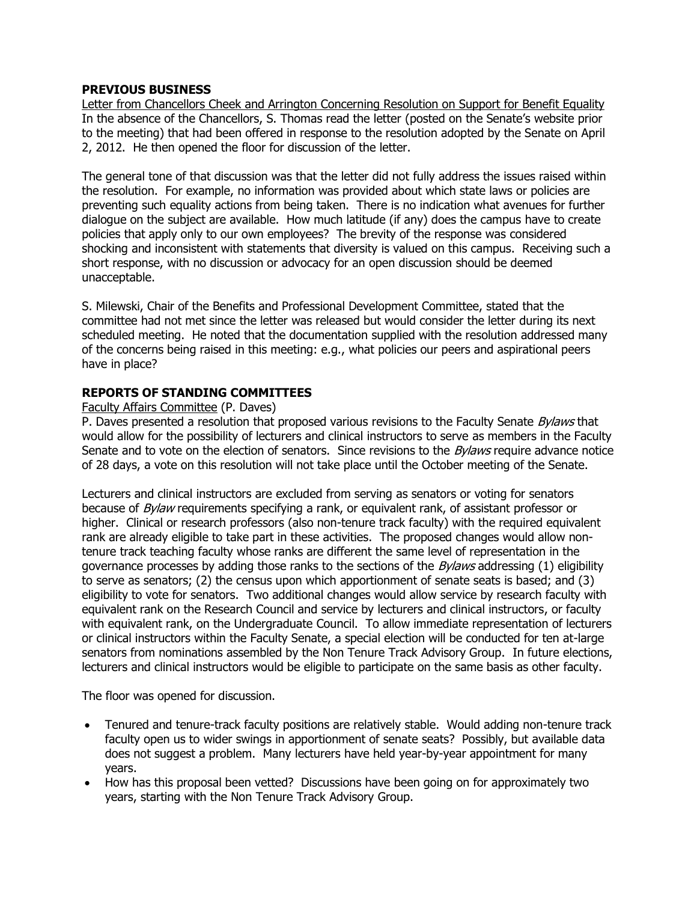## PREVIOUS BUSINESS

<u>Letter from Chancellors Cheek and Arrington Concerning Resolution on Support for Benefit Equality</u>
In the absence of the Chancellors, S. Thomas read the letter (posted on the Senate's website prior to the meeting) that had been offered in response to the resolution adopted by the Senate on April 2, 2012. He then opened the floor for discussion of the letter.

The general tone of that discussion was that the letter did not fully address the issues raised within the resolution. For example, no information was provided about which state laws or policies are preventing such equality actions from being taken. There is no indication what avenues for further dialogue on the subject are available. How much latitude (if any) does the campus have to create policies that apply only to our own employees? The brevity of the response was considered shocking and inconsistent with statements that diversity is valued on this campus. Receiving such a short response, with no discussion or advocacy for an open discussion should be deemed unacceptable.

S. Milewski, Chair of the Benefits and Professional Development Committee, stated that the committee had not met since the letter was released but would consider the letter during its next scheduled meeting. He noted that the documentation supplied with the resolution addressed many of the concerns being raised in this meeting: e.g., what policies our peers and aspirational peers have in place?

## REPORTS OF STANDING COMMITTEES

<u>Faculty Affairs Committee</u> (P. Daves)
P. Daves presented a resolution that proposed various revisions to the Faculty Senate *Bylaws* that would allow for the possibility of lecturers and clinical instructors to serve as members in the Faculty Senate and to vote on the election of senators. Since revisions to the *Bylaws* require advance notice of 28 days, a vote on this resolution will not take place until the October meeting of the Senate.

Lecturers and clinical instructors are excluded from serving as senators or voting for senators because of *Bylaw* requirements specifying a rank, or equivalent rank, of assistant professor or higher. Clinical or research professors (also non-tenure track faculty) with the required equivalent rank are already eligible to take part in these activities. The proposed changes would allow non-tenure track teaching faculty whose ranks are different the same level of representation in the governance processes by adding those ranks to the sections of the *Bylaws* addressing (1) eligibility to serve as senators; (2) the census upon which apportionment of senate seats is based; and (3) eligibility to vote for senators. Two additional changes would allow service by research faculty with equivalent rank on the Research Council and service by lecturers and clinical instructors, or faculty with equivalent rank, on the Undergraduate Council. To allow immediate representation of lecturers or clinical instructors within the Faculty Senate, a special election will be conducted for ten at-large senators from nominations assembled by the Non Tenure Track Advisory Group. In future elections, lecturers and clinical instructors would be eligible to participate on the same basis as other faculty.

The floor was opened for discussion.

- Tenured and tenure-track faculty positions are relatively stable. Would adding non-tenure track faculty open us to wider swings in apportionment of senate seats? Possibly, but available data does not suggest a problem. Many lecturers have held year-by-year appointment for many years.
- How has this proposal been vetted? Discussions have been going on for approximately two years, starting with the Non Tenure Track Advisory Group.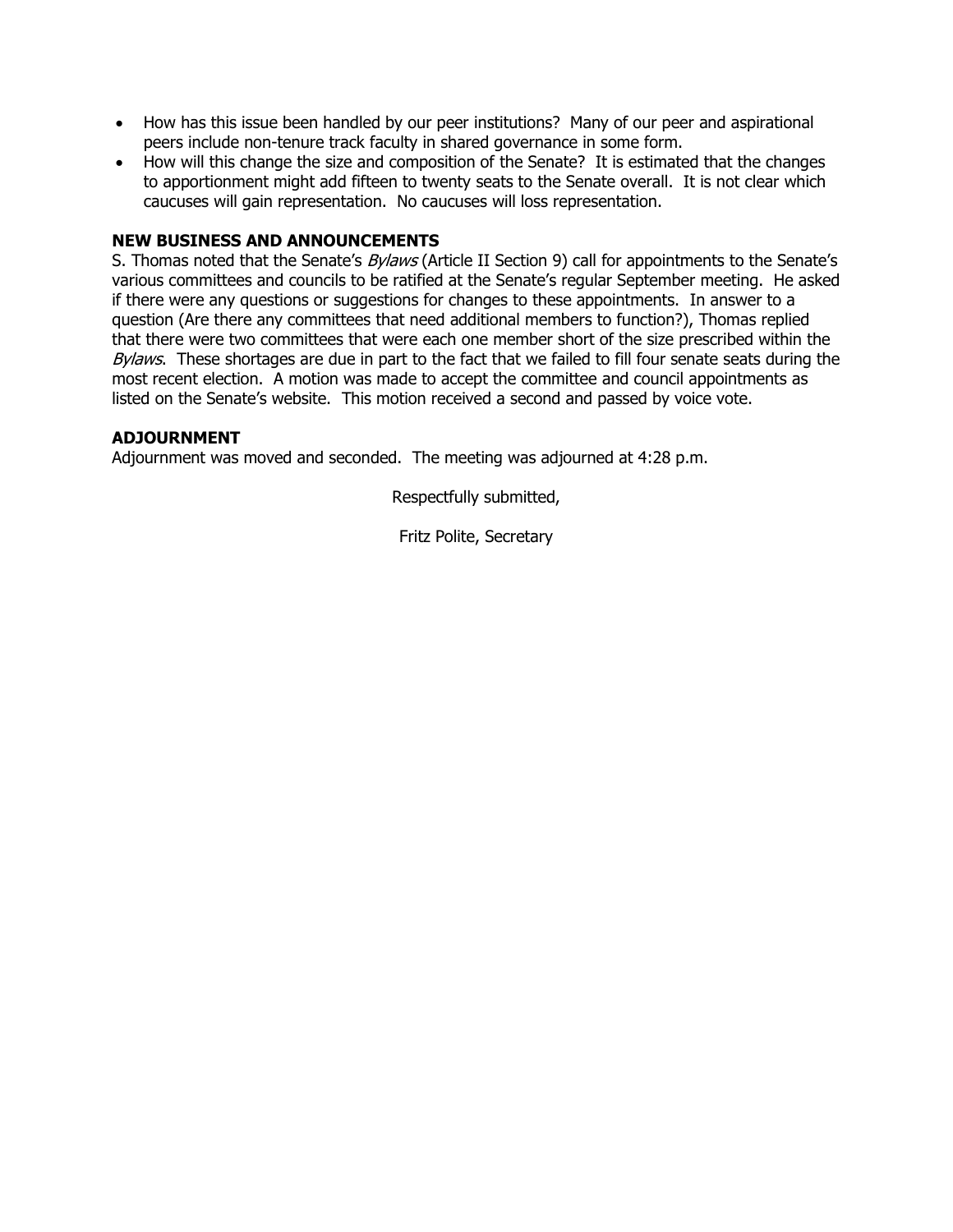- How has this issue been handled by our peer institutions? Many of our peer and aspirational peers include non-tenure track faculty in shared governance in some form.
- How will this change the size and composition of the Senate? It is estimated that the changes to apportionment might add fifteen to twenty seats to the Senate overall. It is not clear which caucuses will gain representation. No caucuses will loss representation.

**NEW BUSINESS AND ANNOUNCEMENTS**

S. Thomas noted that the Senate's *Bylaws* (Article II Section 9) call for appointments to the Senate's various committees and councils to be ratified at the Senate's regular September meeting. He asked if there were any questions or suggestions for changes to these appointments. In answer to a question (Are there any committees that need additional members to function?), Thomas replied that there were two committees that were each one member short of the size prescribed within the *Bylaws*. These shortages are due in part to the fact that we failed to fill four senate seats during the most recent election. A motion was made to accept the committee and council appointments as listed on the Senate's website. This motion received a second and passed by voice vote.

**ADJOURNMENT**

Adjournment was moved and seconded. The meeting was adjourned at 4:28 p.m.

Respectfully submitted,

Fritz Polite, Secretary